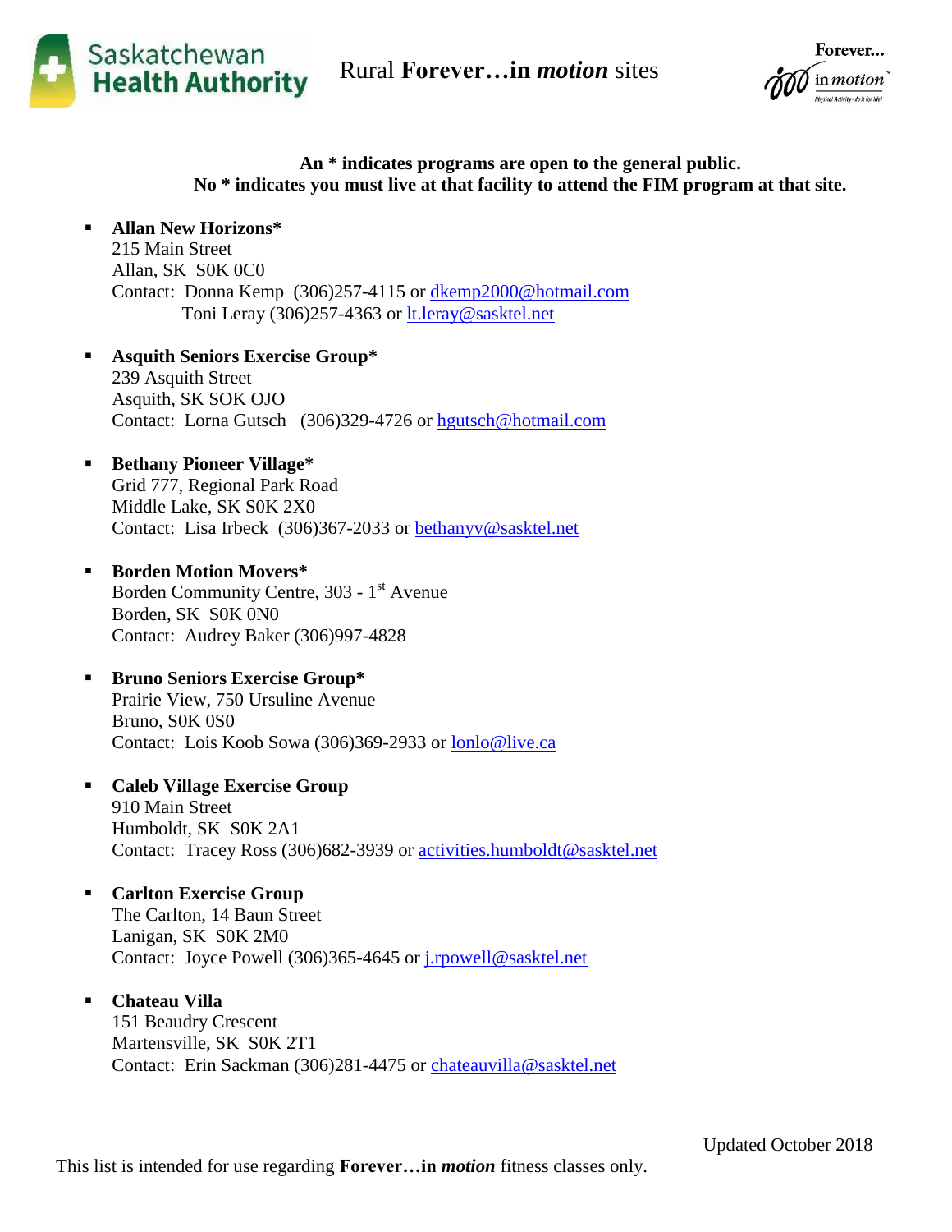Saskatchewan Health Authority

# Rural **Forever…in *motion*** sites

**An * indicates programs are open to the general public.**
**No * indicates you must live at that facility to attend the FIM program at that site.**

- **Allan New Horizons***
  215 Main Street
  Allan, SK S0K 0C0
  Contact: Donna Kemp (306)257-4115 or dkemp2000@hotmail.com
  Toni Leray (306)257-4363 or lt.leray@sasktel.net

- **Asquith Seniors Exercise Group***
  239 Asquith Street
  Asquith, SK SOK OJO
  Contact: Lorna Gutsch (306)329-4726 or hgutsch@hotmail.com

- **Bethany Pioneer Village***
  Grid 777, Regional Park Road
  Middle Lake, SK S0K 2X0
  Contact: Lisa Irbeck (306)367-2033 or bethanyv@sasktel.net

- **Borden Motion Movers***
  Borden Community Centre, 303 - 1st Avenue
  Borden, SK S0K 0N0
  Contact: Audrey Baker (306)997-4828

- **Bruno Seniors Exercise Group***
  Prairie View, 750 Ursuline Avenue
  Bruno, S0K 0S0
  Contact: Lois Koob Sowa (306)369-2933 or lonlo@live.ca

- **Caleb Village Exercise Group**
  910 Main Street
  Humboldt, SK S0K 2A1
  Contact: Tracey Ross (306)682-3939 or activities.humboldt@sasktel.net

- **Carlton Exercise Group**
  The Carlton, 14 Baun Street
  Lanigan, SK S0K 2M0
  Contact: Joyce Powell (306)365-4645 or j.rpowell@sasktel.net

- **Chateau Villa**
  151 Beaudry Crescent
  Martensville, SK S0K 2T1
  Contact: Erin Sackman (306)281-4475 or chateauvilla@sasktel.net

Updated October 2018

This list is intended for use regarding **Forever…in *motion*** fitness classes only.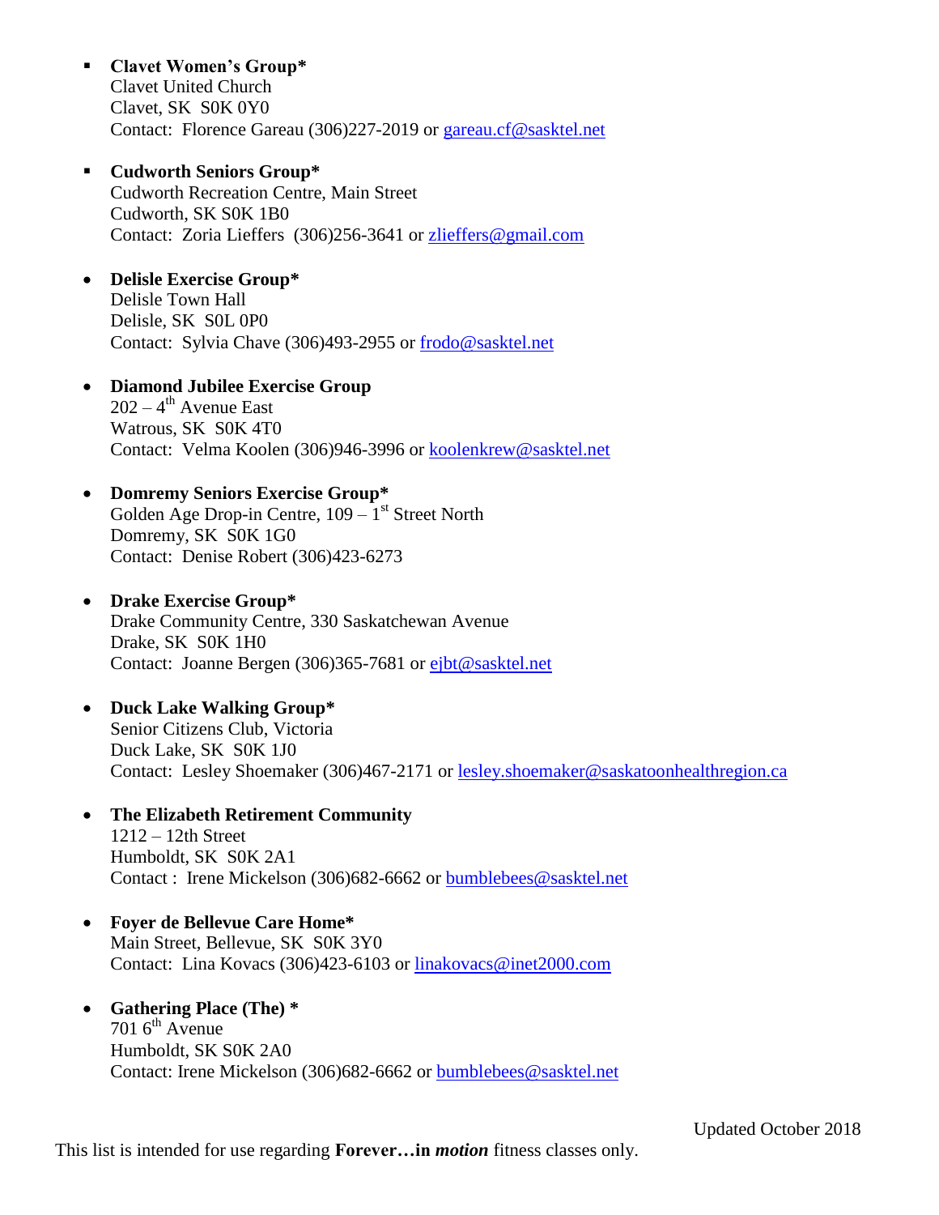- **Clavet Women's Group***
  Clavet United Church
  Clavet, SK  S0K 0Y0
  Contact:  Florence Gareau (306)227-2019 or gareau.cf@sasktel.net

- **Cudworth Seniors Group***
  Cudworth Recreation Centre, Main Street
  Cudworth, SK S0K 1B0
  Contact:  Zoria Lieffers  (306)256-3641 or zlieffers@gmail.com

- **Delisle Exercise Group***
  Delisle Town Hall
  Delisle, SK  S0L 0P0
  Contact:  Sylvia Chave (306)493-2955 or frodo@sasktel.net

- **Diamond Jubilee Exercise Group**
  202 – 4th Avenue East
  Watrous, SK  S0K 4T0
  Contact:  Velma Koolen (306)946-3996 or koolenkrew@sasktel.net

- **Domremy Seniors Exercise Group***
  Golden Age Drop-in Centre, 109 – 1st Street North
  Domremy, SK  S0K 1G0
  Contact:  Denise Robert (306)423-6273

- **Drake Exercise Group***
  Drake Community Centre, 330 Saskatchewan Avenue
  Drake, SK  S0K 1H0
  Contact:  Joanne Bergen (306)365-7681 or ejbt@sasktel.net

- **Duck Lake Walking Group***
  Senior Citizens Club, Victoria
  Duck Lake, SK  S0K 1J0
  Contact:  Lesley Shoemaker (306)467-2171 or lesley.shoemaker@saskatoonhealthregion.ca

- **The Elizabeth Retirement Community**
  1212 – 12th Street
  Humboldt, SK  S0K 2A1
  Contact :  Irene Mickelson (306)682-6662 or bumblebees@sasktel.net

- **Foyer de Bellevue Care Home***
  Main Street, Bellevue, SK  S0K 3Y0
  Contact:  Lina Kovacs (306)423-6103 or linakovacs@inet2000.com

- **Gathering Place (The) ***
  701 6th Avenue
  Humboldt, SK S0K 2A0
  Contact: Irene Mickelson (306)682-6662 or bumblebees@sasktel.net

Updated October 2018

This list is intended for use regarding **Forever…in *motion*** fitness classes only.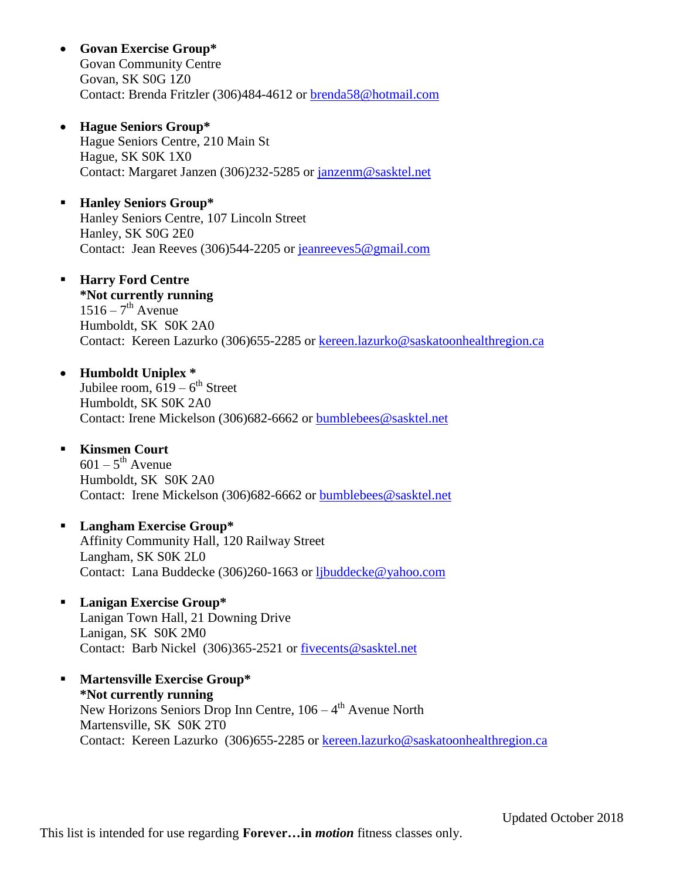- **Govan Exercise Group***
  Govan Community Centre
  Govan, SK S0G 1Z0
  Contact: Brenda Fritzler (306)484-4612 or brenda58@hotmail.com

- **Hague Seniors Group***
  Hague Seniors Centre, 210 Main St
  Hague, SK S0K 1X0
  Contact: Margaret Janzen (306)232-5285 or janzenm@sasktel.net

- **Hanley Seniors Group***
  Hanley Seniors Centre, 107 Lincoln Street
  Hanley, SK S0G 2E0
  Contact: Jean Reeves (306)544-2205 or jeanreeves5@gmail.com

- **Harry Ford Centre**
  **\*Not currently running**
  1516 – 7th Avenue
  Humboldt, SK S0K 2A0
  Contact: Kereen Lazurko (306)655-2285 or kereen.lazurko@saskatoonhealthregion.ca

- **Humboldt Uniplex ***
  Jubilee room, 619 – 6th Street
  Humboldt, SK S0K 2A0
  Contact: Irene Mickelson (306)682-6662 or bumblebees@sasktel.net

- **Kinsmen Court**
  601 – 5th Avenue
  Humboldt, SK S0K 2A0
  Contact: Irene Mickelson (306)682-6662 or bumblebees@sasktel.net

- **Langham Exercise Group***
  Affinity Community Hall, 120 Railway Street
  Langham, SK S0K 2L0
  Contact: Lana Buddecke (306)260-1663 or ljbuddecke@yahoo.com

- **Lanigan Exercise Group***
  Lanigan Town Hall, 21 Downing Drive
  Lanigan, SK S0K 2M0
  Contact: Barb Nickel (306)365-2521 or fivecents@sasktel.net

- **Martensville Exercise Group***
  **\*Not currently running**
  New Horizons Seniors Drop Inn Centre, 106 – 4th Avenue North
  Martensville, SK S0K 2T0
  Contact: Kereen Lazurko (306)655-2285 or kereen.lazurko@saskatoonhealthregion.ca

Updated October 2018

This list is intended for use regarding **Forever…in *motion*** fitness classes only.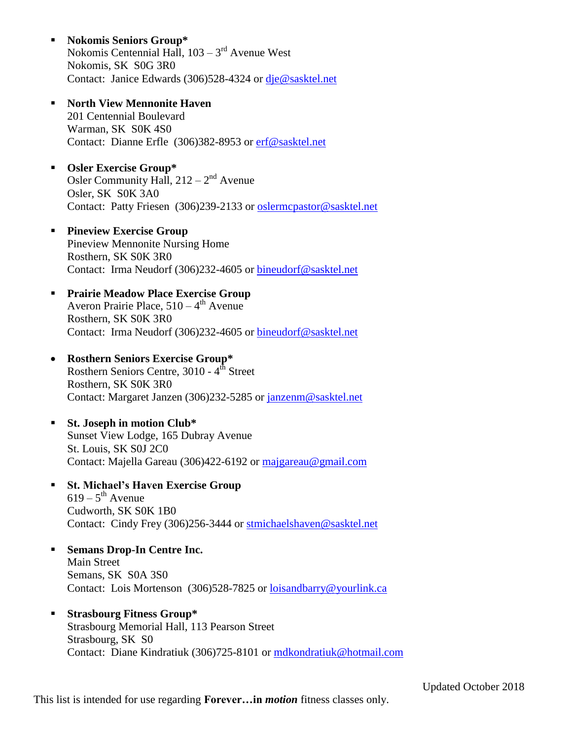- **Nokomis Seniors Group***
  Nokomis Centennial Hall, 103 – 3rd Avenue West
  Nokomis, SK  S0G 3R0
  Contact:  Janice Edwards (306)528-4324 or dje@sasktel.net

- **North View Mennonite Haven**
  201 Centennial Boulevard
  Warman, SK  S0K 4S0
  Contact:  Dianne Erfle  (306)382-8953 or erf@sasktel.net

- **Osler Exercise Group***
  Osler Community Hall, 212 – 2nd Avenue
  Osler, SK  S0K 3A0
  Contact:  Patty Friesen  (306)239-2133 or oslermcpastor@sasktel.net

- **Pineview Exercise Group**
  Pineview Mennonite Nursing Home
  Rosthern, SK S0K 3R0
  Contact:  Irma Neudorf (306)232-4605 or bineudorf@sasktel.net

- **Prairie Meadow Place Exercise Group**
  Averon Prairie Place, 510 – 4th Avenue
  Rosthern, SK S0K 3R0
  Contact:  Irma Neudorf (306)232-4605 or bineudorf@sasktel.net

- **Rosthern Seniors Exercise Group***
  Rosthern Seniors Centre, 3010 - 4th Street
  Rosthern, SK S0K 3R0
  Contact: Margaret Janzen (306)232-5285 or janzenm@sasktel.net

- **St. Joseph in motion Club***
  Sunset View Lodge, 165 Dubray Avenue
  St. Louis, SK S0J 2C0
  Contact: Majella Gareau (306)422-6192 or majgareau@gmail.com

- **St. Michael's Haven Exercise Group**
  619 – 5th Avenue
  Cudworth, SK S0K 1B0
  Contact:  Cindy Frey (306)256-3444 or stmichaelshaven@sasktel.net

- **Semans Drop-In Centre Inc.**
  Main Street
  Semans, SK  S0A 3S0
  Contact:  Lois Mortenson  (306)528-7825 or loisandbarry@yourlink.ca

- **Strasbourg Fitness Group***
  Strasbourg Memorial Hall, 113 Pearson Street
  Strasbourg, SK  S0
  Contact:  Diane Kindratiuk (306)725-8101 or mdkondratiuk@hotmail.com

Updated October 2018

This list is intended for use regarding **Forever…in *motion*** fitness classes only.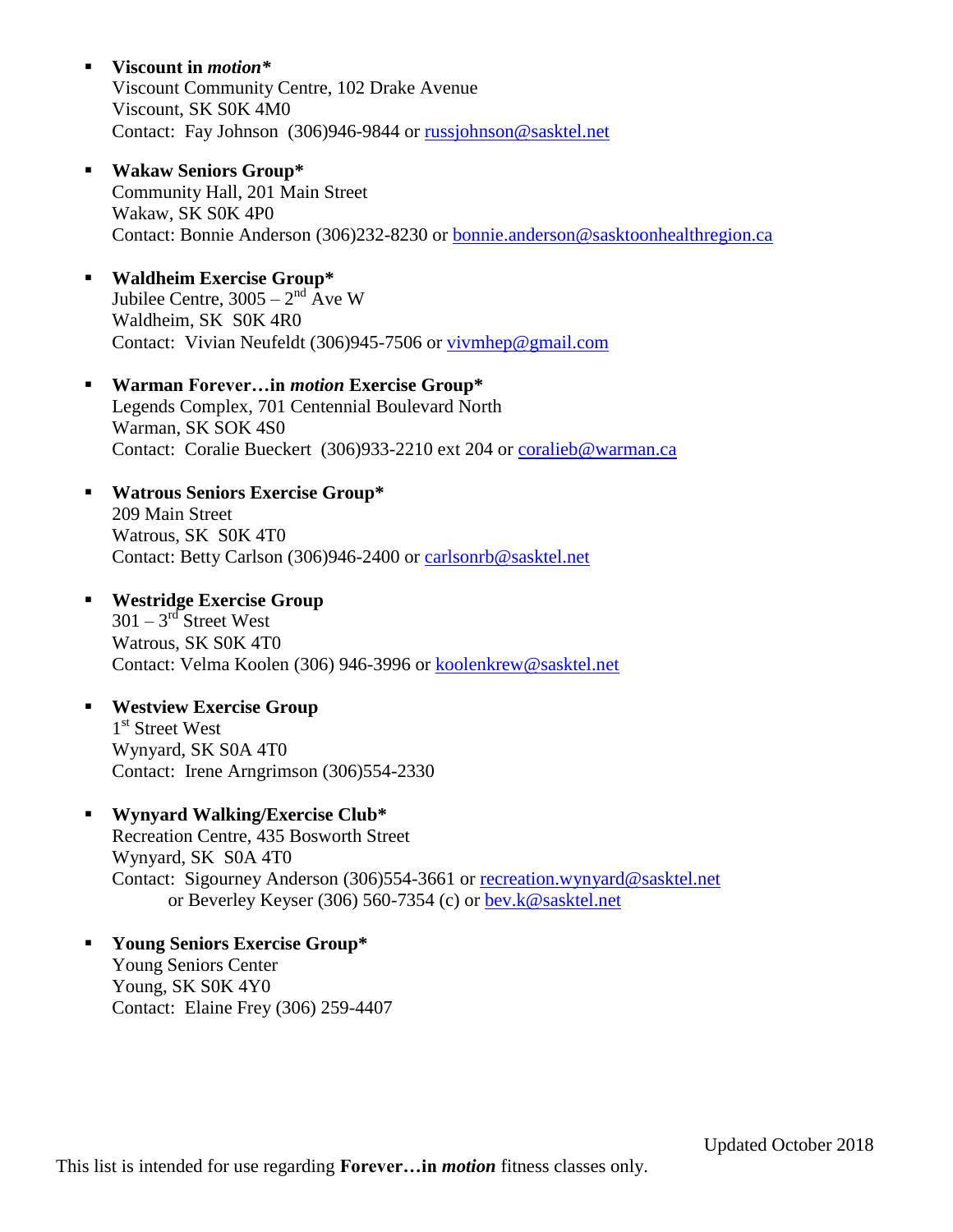- **Viscount in *motion****
  Viscount Community Centre, 102 Drake Avenue
  Viscount, SK S0K 4M0
  Contact: Fay Johnson (306)946-9844 or russjohnson@sasktel.net

- **Wakaw Seniors Group***
  Community Hall, 201 Main Street
  Wakaw, SK S0K 4P0
  Contact: Bonnie Anderson (306)232-8230 or bonnie.anderson@sasktoonhealthregion.ca

- **Waldheim Exercise Group***
  Jubilee Centre, 3005 – 2nd Ave W
  Waldheim, SK S0K 4R0
  Contact: Vivian Neufeldt (306)945-7506 or vivmhep@gmail.com

- **Warman Forever…in *motion* Exercise Group***
  Legends Complex, 701 Centennial Boulevard North
  Warman, SK SOK 4S0
  Contact: Coralie Bueckert (306)933-2210 ext 204 or coralieb@warman.ca

- **Watrous Seniors Exercise Group***
  209 Main Street
  Watrous, SK S0K 4T0
  Contact: Betty Carlson (306)946-2400 or carlsonrb@sasktel.net

- **Westridge Exercise Group**
  301 – 3rd Street West
  Watrous, SK S0K 4T0
  Contact: Velma Koolen (306) 946-3996 or koolenkrew@sasktel.net

- **Westview Exercise Group**
  1st Street West
  Wynyard, SK S0A 4T0
  Contact: Irene Arngrimson (306)554-2330

- **Wynyard Walking/Exercise Club***
  Recreation Centre, 435 Bosworth Street
  Wynyard, SK S0A 4T0
  Contact: Sigourney Anderson (306)554-3661 or recreation.wynyard@sasktel.net
  or Beverley Keyser (306) 560-7354 (c) or bev.k@sasktel.net

- **Young Seniors Exercise Group***
  Young Seniors Center
  Young, SK S0K 4Y0
  Contact: Elaine Frey (306) 259-4407

Updated October 2018

This list is intended for use regarding **Forever…in *motion*** fitness classes only.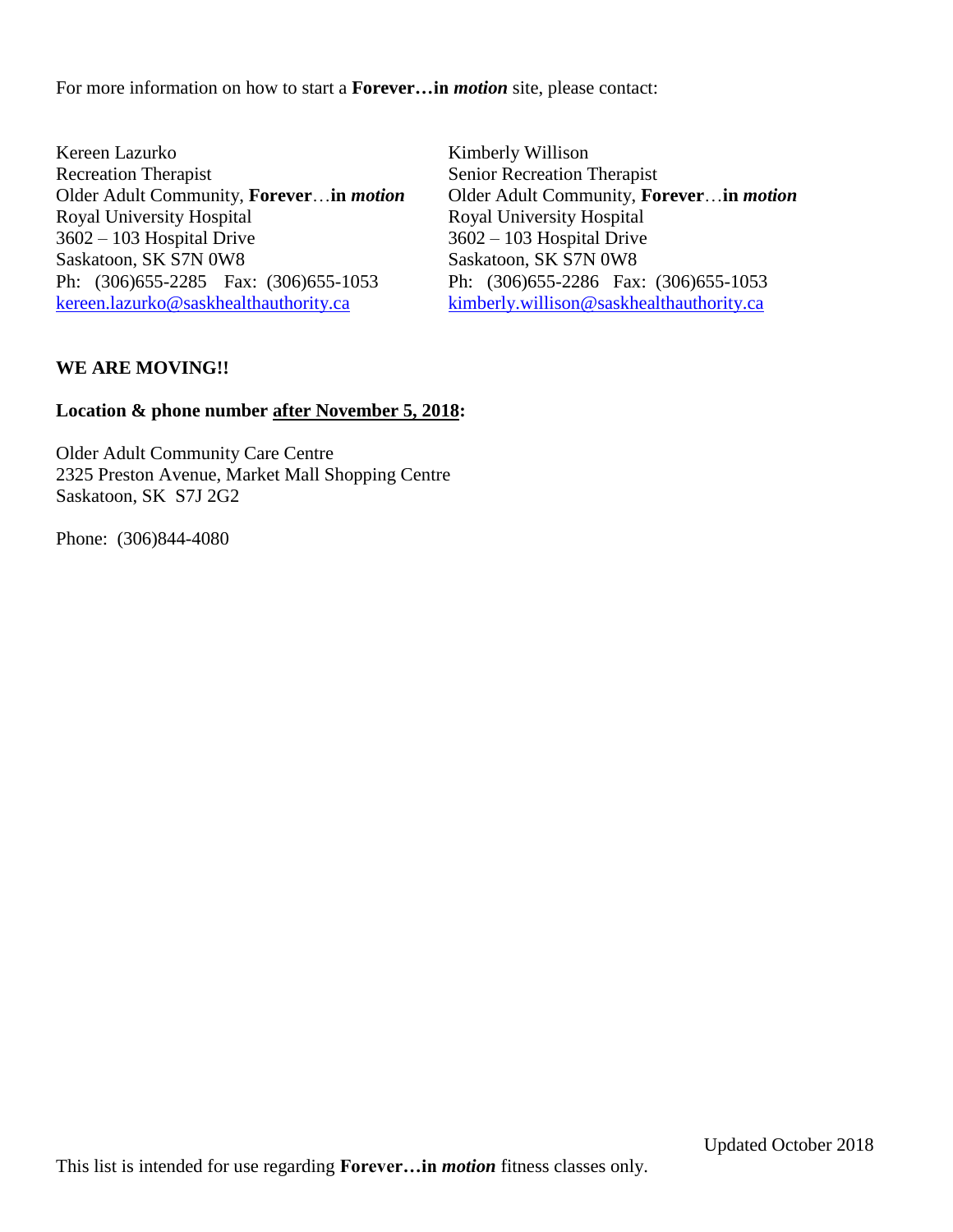For more information on how to start a **Forever…in *motion*** site, please contact:

Kereen Lazurko
Recreation Therapist
Older Adult Community, **Forever**…**in *motion***
Royal University Hospital
3602 – 103 Hospital Drive
Saskatoon, SK S7N 0W8
Ph: (306)655-2285 Fax: (306)655-1053
kereen.lazurko@saskhealthauthority.ca

Kimberly Willison
Senior Recreation Therapist
Older Adult Community, **Forever**…**in *motion***
Royal University Hospital
3602 – 103 Hospital Drive
Saskatoon, SK S7N 0W8
Ph: (306)655-2286 Fax: (306)655-1053
kimberly.willison@saskhealthauthority.ca

**WE ARE MOVING!!**

**Location & phone number after November 5, 2018:**

Older Adult Community Care Centre
2325 Preston Avenue, Market Mall Shopping Centre
Saskatoon, SK S7J 2G2

Phone: (306)844-4080

Updated October 2018

This list is intended for use regarding **Forever…in *motion*** fitness classes only.